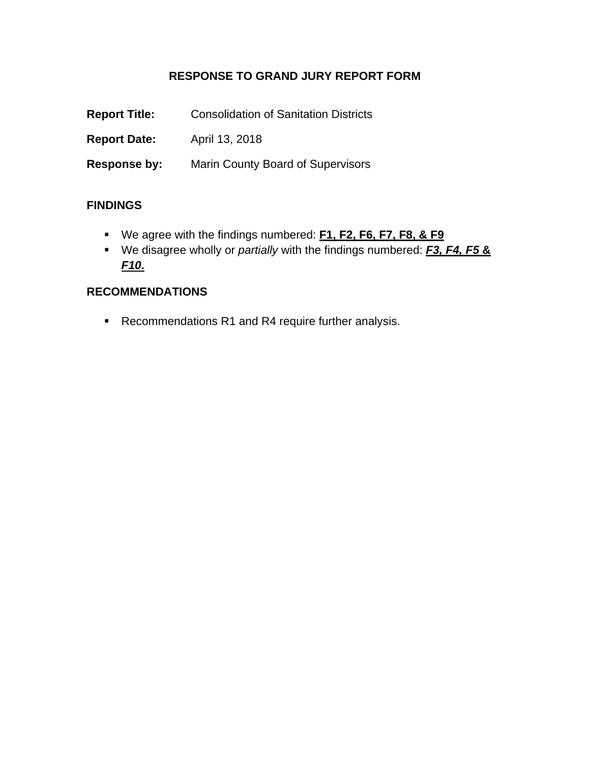# RESPONSE TO GRAND JURY REPORT FORM

**Report Title:** Consolidation of Sanitation Districts

**Report Date:** April 13, 2018

**Response by:** Marin County Board of Supervisors

## FINDINGS

- We agree with the findings numbered: **F1, F2, F6, F7, F8, & F9**
- We disagree wholly or *partially* with the findings numbered: ***F3, F4, F5*** **&** ***F10*****.**

## RECOMMENDATIONS

- Recommendations R1 and R4 require further analysis.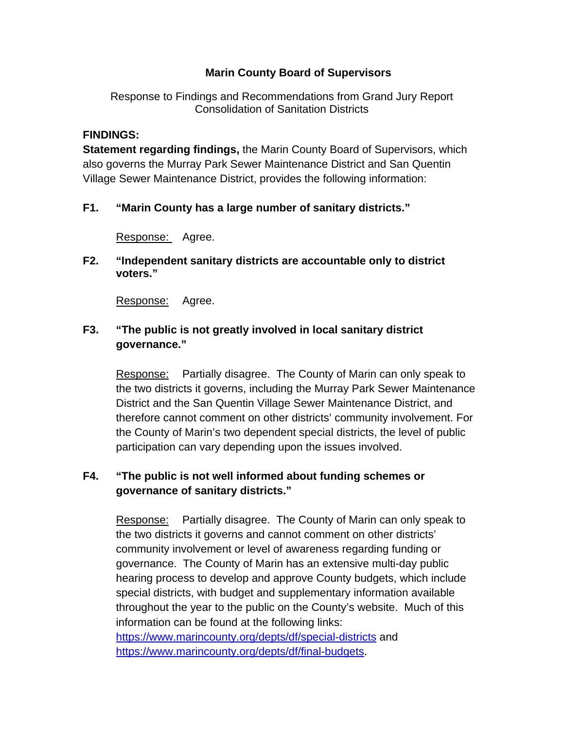**Marin County Board of Supervisors**

Response to Findings and Recommendations from Grand Jury Report
Consolidation of Sanitation Districts

**FINDINGS:**

**Statement regarding findings,** the Marin County Board of Supervisors, which also governs the Murray Park Sewer Maintenance District and San Quentin Village Sewer Maintenance District, provides the following information:

**F1. "Marin County has a large number of sanitary districts."**

Response: Agree.

**F2. "Independent sanitary districts are accountable only to district voters."**

Response: Agree.

**F3. "The public is not greatly involved in local sanitary district governance."**

Response: Partially disagree. The County of Marin can only speak to the two districts it governs, including the Murray Park Sewer Maintenance District and the San Quentin Village Sewer Maintenance District, and therefore cannot comment on other districts' community involvement. For the County of Marin's two dependent special districts, the level of public participation can vary depending upon the issues involved.

**F4. "The public is not well informed about funding schemes or governance of sanitary districts."**

Response: Partially disagree. The County of Marin can only speak to the two districts it governs and cannot comment on other districts' community involvement or level of awareness regarding funding or governance. The County of Marin has an extensive multi-day public hearing process to develop and approve County budgets, which include special districts, with budget and supplementary information available throughout the year to the public on the County's website. Much of this information can be found at the following links: https://www.marincounty.org/depts/df/special-districts and https://www.marincounty.org/depts/df/final-budgets.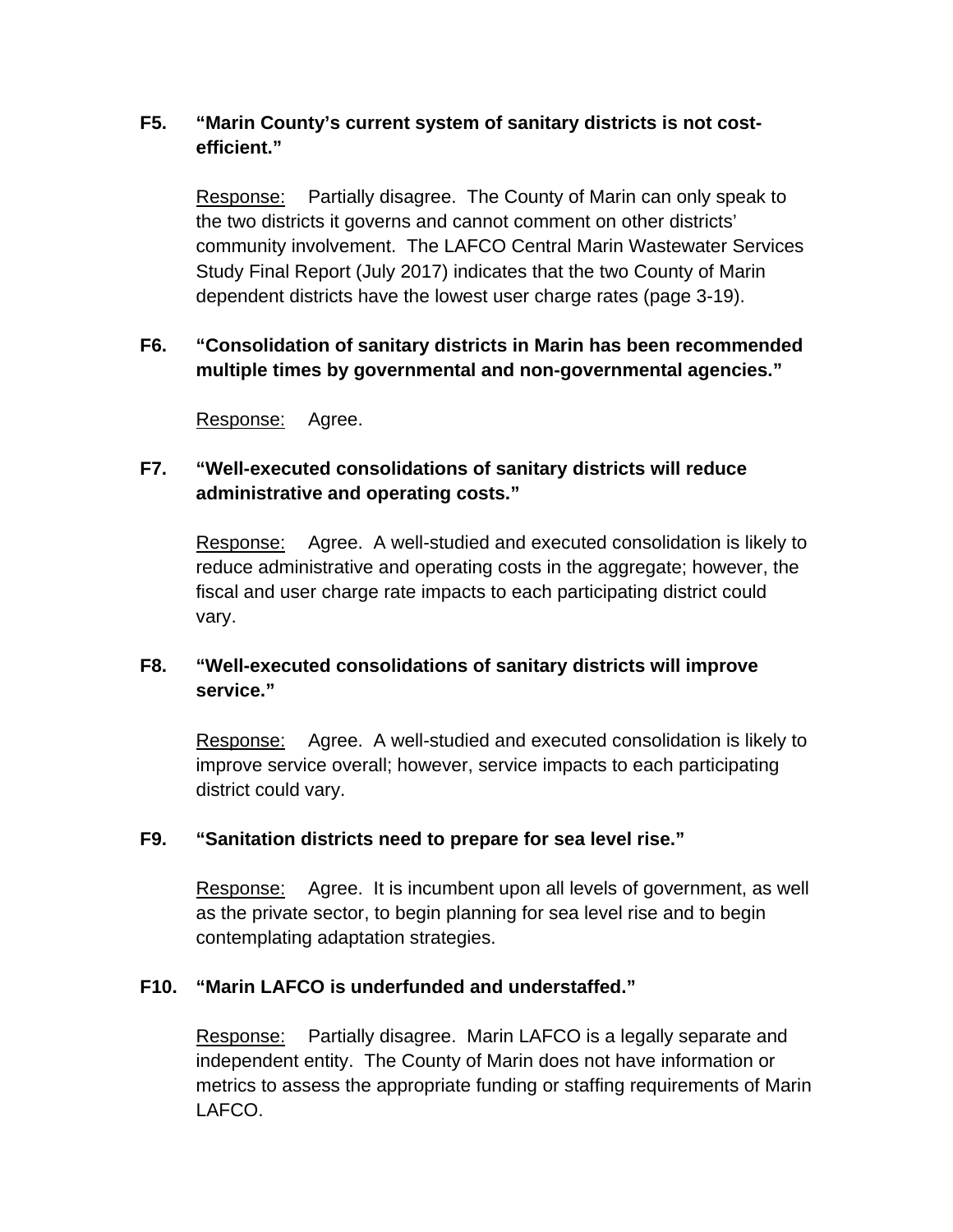**F5. “Marin County’s current system of sanitary districts is not cost-efficient.”**

Response: Partially disagree. The County of Marin can only speak to the two districts it governs and cannot comment on other districts’ community involvement. The LAFCO Central Marin Wastewater Services Study Final Report (July 2017) indicates that the two County of Marin dependent districts have the lowest user charge rates (page 3-19).

**F6. “Consolidation of sanitary districts in Marin has been recommended multiple times by governmental and non-governmental agencies.”**

Response: Agree.

**F7. “Well-executed consolidations of sanitary districts will reduce administrative and operating costs.”**

Response: Agree. A well-studied and executed consolidation is likely to reduce administrative and operating costs in the aggregate; however, the fiscal and user charge rate impacts to each participating district could vary.

**F8. “Well-executed consolidations of sanitary districts will improve service.”**

Response: Agree. A well-studied and executed consolidation is likely to improve service overall; however, service impacts to each participating district could vary.

**F9. “Sanitation districts need to prepare for sea level rise.”**

Response: Agree. It is incumbent upon all levels of government, as well as the private sector, to begin planning for sea level rise and to begin contemplating adaptation strategies.

**F10. “Marin LAFCO is underfunded and understaffed.”**

Response: Partially disagree. Marin LAFCO is a legally separate and independent entity. The County of Marin does not have information or metrics to assess the appropriate funding or staffing requirements of Marin LAFCO.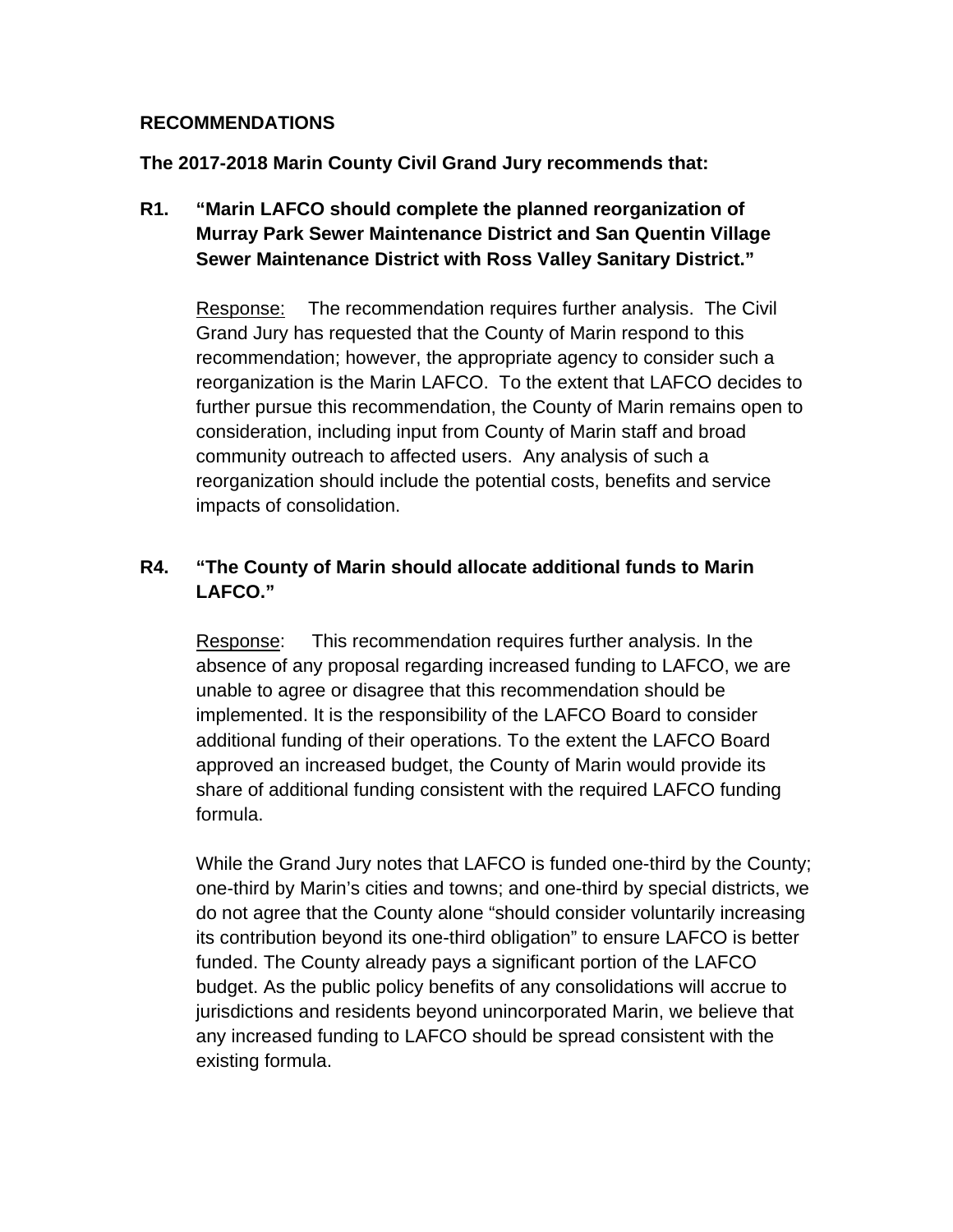**RECOMMENDATIONS**

**The 2017-2018 Marin County Civil Grand Jury recommends that:**

**R1. "Marin LAFCO should complete the planned reorganization of Murray Park Sewer Maintenance District and San Quentin Village Sewer Maintenance District with Ross Valley Sanitary District."**

Response: The recommendation requires further analysis. The Civil Grand Jury has requested that the County of Marin respond to this recommendation; however, the appropriate agency to consider such a reorganization is the Marin LAFCO. To the extent that LAFCO decides to further pursue this recommendation, the County of Marin remains open to consideration, including input from County of Marin staff and broad community outreach to affected users. Any analysis of such a reorganization should include the potential costs, benefits and service impacts of consolidation.

**R4. "The County of Marin should allocate additional funds to Marin LAFCO."**

Response: This recommendation requires further analysis. In the absence of any proposal regarding increased funding to LAFCO, we are unable to agree or disagree that this recommendation should be implemented. It is the responsibility of the LAFCO Board to consider additional funding of their operations. To the extent the LAFCO Board approved an increased budget, the County of Marin would provide its share of additional funding consistent with the required LAFCO funding formula.

While the Grand Jury notes that LAFCO is funded one-third by the County; one-third by Marin's cities and towns; and one-third by special districts, we do not agree that the County alone "should consider voluntarily increasing its contribution beyond its one-third obligation" to ensure LAFCO is better funded. The County already pays a significant portion of the LAFCO budget. As the public policy benefits of any consolidations will accrue to jurisdictions and residents beyond unincorporated Marin, we believe that any increased funding to LAFCO should be spread consistent with the existing formula.